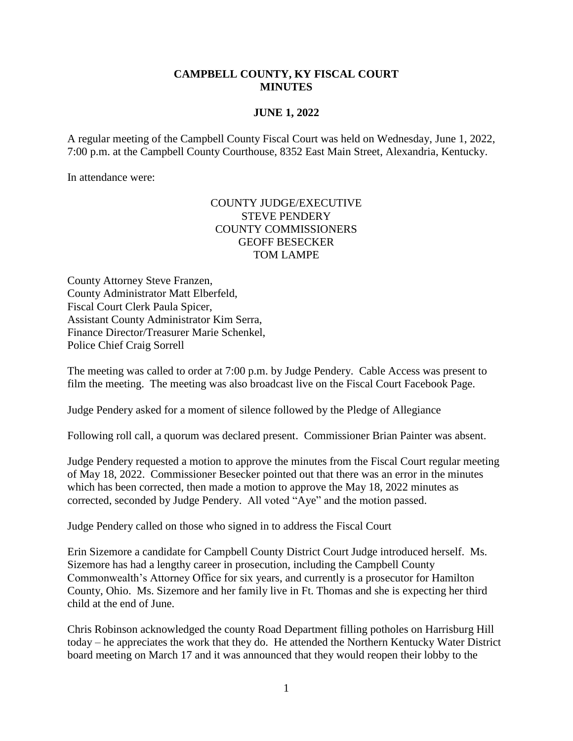# CAMPBELL COUNTY, KY FISCAL COURT MINUTES

## JUNE 1, 2022

A regular meeting of the Campbell County Fiscal Court was held on Wednesday, June 1, 2022, 7:00 p.m. at the Campbell County Courthouse, 8352 East Main Street, Alexandria, Kentucky.

In attendance were:

COUNTY JUDGE/EXECUTIVE
STEVE PENDERY
COUNTY COMMISSIONERS
GEOFF BESECKER
TOM LAMPE

County Attorney Steve Franzen,
County Administrator Matt Elberfeld,
Fiscal Court Clerk Paula Spicer,
Assistant County Administrator Kim Serra,
Finance Director/Treasurer Marie Schenkel,
Police Chief Craig Sorrell

The meeting was called to order at 7:00 p.m. by Judge Pendery. Cable Access was present to film the meeting. The meeting was also broadcast live on the Fiscal Court Facebook Page.

Judge Pendery asked for a moment of silence followed by the Pledge of Allegiance

Following roll call, a quorum was declared present. Commissioner Brian Painter was absent.

Judge Pendery requested a motion to approve the minutes from the Fiscal Court regular meeting of May 18, 2022. Commissioner Besecker pointed out that there was an error in the minutes which has been corrected, then made a motion to approve the May 18, 2022 minutes as corrected, seconded by Judge Pendery. All voted "Aye" and the motion passed.

Judge Pendery called on those who signed in to address the Fiscal Court

Erin Sizemore a candidate for Campbell County District Court Judge introduced herself. Ms. Sizemore has had a lengthy career in prosecution, including the Campbell County Commonwealth's Attorney Office for six years, and currently is a prosecutor for Hamilton County, Ohio. Ms. Sizemore and her family live in Ft. Thomas and she is expecting her third child at the end of June.

Chris Robinson acknowledged the county Road Department filling potholes on Harrisburg Hill today – he appreciates the work that they do. He attended the Northern Kentucky Water District board meeting on March 17 and it was announced that they would reopen their lobby to the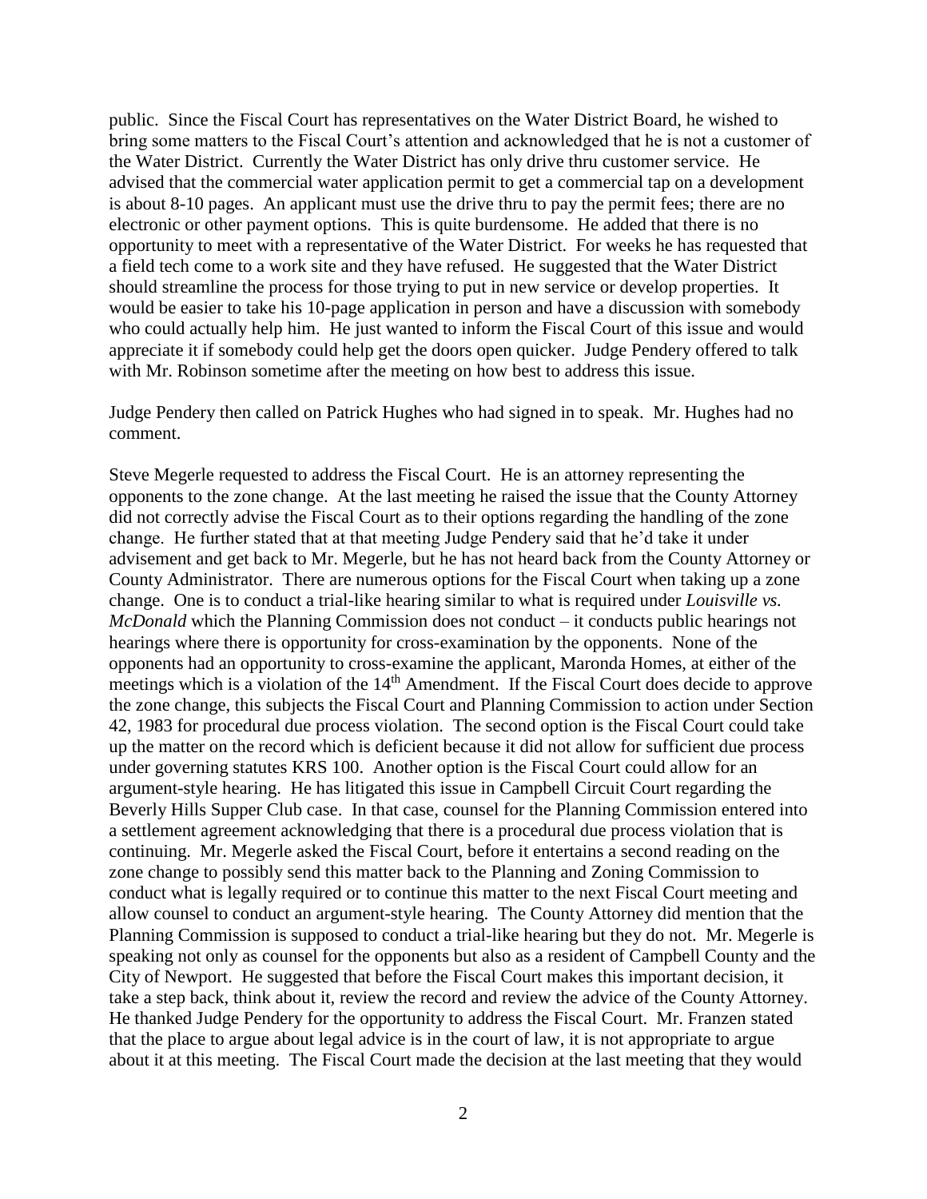public. Since the Fiscal Court has representatives on the Water District Board, he wished to bring some matters to the Fiscal Court's attention and acknowledged that he is not a customer of the Water District. Currently the Water District has only drive thru customer service. He advised that the commercial water application permit to get a commercial tap on a development is about 8-10 pages. An applicant must use the drive thru to pay the permit fees; there are no electronic or other payment options. This is quite burdensome. He added that there is no opportunity to meet with a representative of the Water District. For weeks he has requested that a field tech come to a work site and they have refused. He suggested that the Water District should streamline the process for those trying to put in new service or develop properties. It would be easier to take his 10-page application in person and have a discussion with somebody who could actually help him. He just wanted to inform the Fiscal Court of this issue and would appreciate it if somebody could help get the doors open quicker. Judge Pendery offered to talk with Mr. Robinson sometime after the meeting on how best to address this issue.

Judge Pendery then called on Patrick Hughes who had signed in to speak. Mr. Hughes had no comment.

Steve Megerle requested to address the Fiscal Court. He is an attorney representing the opponents to the zone change. At the last meeting he raised the issue that the County Attorney did not correctly advise the Fiscal Court as to their options regarding the handling of the zone change. He further stated that at that meeting Judge Pendery said that he'd take it under advisement and get back to Mr. Megerle, but he has not heard back from the County Attorney or County Administrator. There are numerous options for the Fiscal Court when taking up a zone change. One is to conduct a trial-like hearing similar to what is required under *Louisville vs. McDonald* which the Planning Commission does not conduct – it conducts public hearings not hearings where there is opportunity for cross-examination by the opponents. None of the opponents had an opportunity to cross-examine the applicant, Maronda Homes, at either of the meetings which is a violation of the 14th Amendment. If the Fiscal Court does decide to approve the zone change, this subjects the Fiscal Court and Planning Commission to action under Section 42, 1983 for procedural due process violation. The second option is the Fiscal Court could take up the matter on the record which is deficient because it did not allow for sufficient due process under governing statutes KRS 100. Another option is the Fiscal Court could allow for an argument-style hearing. He has litigated this issue in Campbell Circuit Court regarding the Beverly Hills Supper Club case. In that case, counsel for the Planning Commission entered into a settlement agreement acknowledging that there is a procedural due process violation that is continuing. Mr. Megerle asked the Fiscal Court, before it entertains a second reading on the zone change to possibly send this matter back to the Planning and Zoning Commission to conduct what is legally required or to continue this matter to the next Fiscal Court meeting and allow counsel to conduct an argument-style hearing. The County Attorney did mention that the Planning Commission is supposed to conduct a trial-like hearing but they do not. Mr. Megerle is speaking not only as counsel for the opponents but also as a resident of Campbell County and the City of Newport. He suggested that before the Fiscal Court makes this important decision, it take a step back, think about it, review the record and review the advice of the County Attorney. He thanked Judge Pendery for the opportunity to address the Fiscal Court. Mr. Franzen stated that the place to argue about legal advice is in the court of law, it is not appropriate to argue about it at this meeting. The Fiscal Court made the decision at the last meeting that they would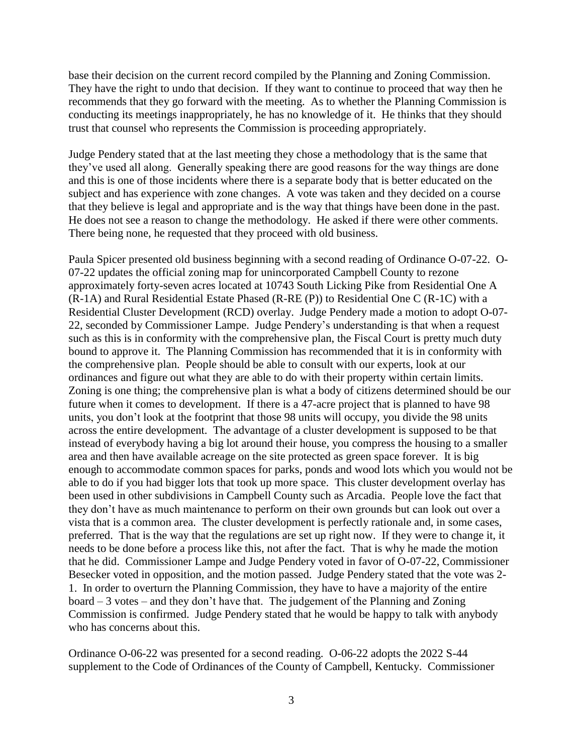base their decision on the current record compiled by the Planning and Zoning Commission. They have the right to undo that decision. If they want to continue to proceed that way then he recommends that they go forward with the meeting. As to whether the Planning Commission is conducting its meetings inappropriately, he has no knowledge of it. He thinks that they should trust that counsel who represents the Commission is proceeding appropriately.

Judge Pendery stated that at the last meeting they chose a methodology that is the same that they've used all along. Generally speaking there are good reasons for the way things are done and this is one of those incidents where there is a separate body that is better educated on the subject and has experience with zone changes. A vote was taken and they decided on a course that they believe is legal and appropriate and is the way that things have been done in the past. He does not see a reason to change the methodology. He asked if there were other comments. There being none, he requested that they proceed with old business.

Paula Spicer presented old business beginning with a second reading of Ordinance O-07-22. O-07-22 updates the official zoning map for unincorporated Campbell County to rezone approximately forty-seven acres located at 10743 South Licking Pike from Residential One A (R-1A) and Rural Residential Estate Phased (R-RE (P)) to Residential One C (R-1C) with a Residential Cluster Development (RCD) overlay. Judge Pendery made a motion to adopt O-07-22, seconded by Commissioner Lampe. Judge Pendery's understanding is that when a request such as this is in conformity with the comprehensive plan, the Fiscal Court is pretty much duty bound to approve it. The Planning Commission has recommended that it is in conformity with the comprehensive plan. People should be able to consult with our experts, look at our ordinances and figure out what they are able to do with their property within certain limits. Zoning is one thing; the comprehensive plan is what a body of citizens determined should be our future when it comes to development. If there is a 47-acre project that is planned to have 98 units, you don't look at the footprint that those 98 units will occupy, you divide the 98 units across the entire development. The advantage of a cluster development is supposed to be that instead of everybody having a big lot around their house, you compress the housing to a smaller area and then have available acreage on the site protected as green space forever. It is big enough to accommodate common spaces for parks, ponds and wood lots which you would not be able to do if you had bigger lots that took up more space. This cluster development overlay has been used in other subdivisions in Campbell County such as Arcadia. People love the fact that they don't have as much maintenance to perform on their own grounds but can look out over a vista that is a common area. The cluster development is perfectly rationale and, in some cases, preferred. That is the way that the regulations are set up right now. If they were to change it, it needs to be done before a process like this, not after the fact. That is why he made the motion that he did. Commissioner Lampe and Judge Pendery voted in favor of O-07-22, Commissioner Besecker voted in opposition, and the motion passed. Judge Pendery stated that the vote was 2-1. In order to overturn the Planning Commission, they have to have a majority of the entire board – 3 votes – and they don't have that. The judgement of the Planning and Zoning Commission is confirmed. Judge Pendery stated that he would be happy to talk with anybody who has concerns about this.

Ordinance O-06-22 was presented for a second reading. O-06-22 adopts the 2022 S-44 supplement to the Code of Ordinances of the County of Campbell, Kentucky. Commissioner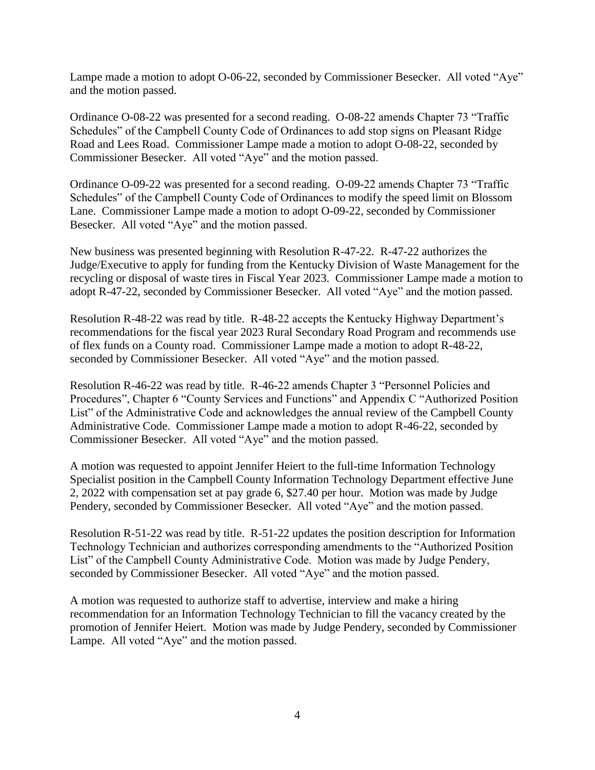Lampe made a motion to adopt O-06-22, seconded by Commissioner Besecker. All voted "Aye" and the motion passed.

Ordinance O-08-22 was presented for a second reading. O-08-22 amends Chapter 73 "Traffic Schedules" of the Campbell County Code of Ordinances to add stop signs on Pleasant Ridge Road and Lees Road. Commissioner Lampe made a motion to adopt O-08-22, seconded by Commissioner Besecker. All voted "Aye" and the motion passed.

Ordinance O-09-22 was presented for a second reading. O-09-22 amends Chapter 73 "Traffic Schedules" of the Campbell County Code of Ordinances to modify the speed limit on Blossom Lane. Commissioner Lampe made a motion to adopt O-09-22, seconded by Commissioner Besecker. All voted "Aye" and the motion passed.

New business was presented beginning with Resolution R-47-22. R-47-22 authorizes the Judge/Executive to apply for funding from the Kentucky Division of Waste Management for the recycling or disposal of waste tires in Fiscal Year 2023. Commissioner Lampe made a motion to adopt R-47-22, seconded by Commissioner Besecker. All voted "Aye" and the motion passed.

Resolution R-48-22 was read by title. R-48-22 accepts the Kentucky Highway Department's recommendations for the fiscal year 2023 Rural Secondary Road Program and recommends use of flex funds on a County road. Commissioner Lampe made a motion to adopt R-48-22, seconded by Commissioner Besecker. All voted "Aye" and the motion passed.

Resolution R-46-22 was read by title. R-46-22 amends Chapter 3 "Personnel Policies and Procedures", Chapter 6 "County Services and Functions" and Appendix C "Authorized Position List" of the Administrative Code and acknowledges the annual review of the Campbell County Administrative Code. Commissioner Lampe made a motion to adopt R-46-22, seconded by Commissioner Besecker. All voted "Aye" and the motion passed.

A motion was requested to appoint Jennifer Heiert to the full-time Information Technology Specialist position in the Campbell County Information Technology Department effective June 2, 2022 with compensation set at pay grade 6, $27.40 per hour. Motion was made by Judge Pendery, seconded by Commissioner Besecker. All voted "Aye" and the motion passed.

Resolution R-51-22 was read by title. R-51-22 updates the position description for Information Technology Technician and authorizes corresponding amendments to the "Authorized Position List" of the Campbell County Administrative Code. Motion was made by Judge Pendery, seconded by Commissioner Besecker. All voted "Aye" and the motion passed.

A motion was requested to authorize staff to advertise, interview and make a hiring recommendation for an Information Technology Technician to fill the vacancy created by the promotion of Jennifer Heiert. Motion was made by Judge Pendery, seconded by Commissioner Lampe. All voted "Aye" and the motion passed.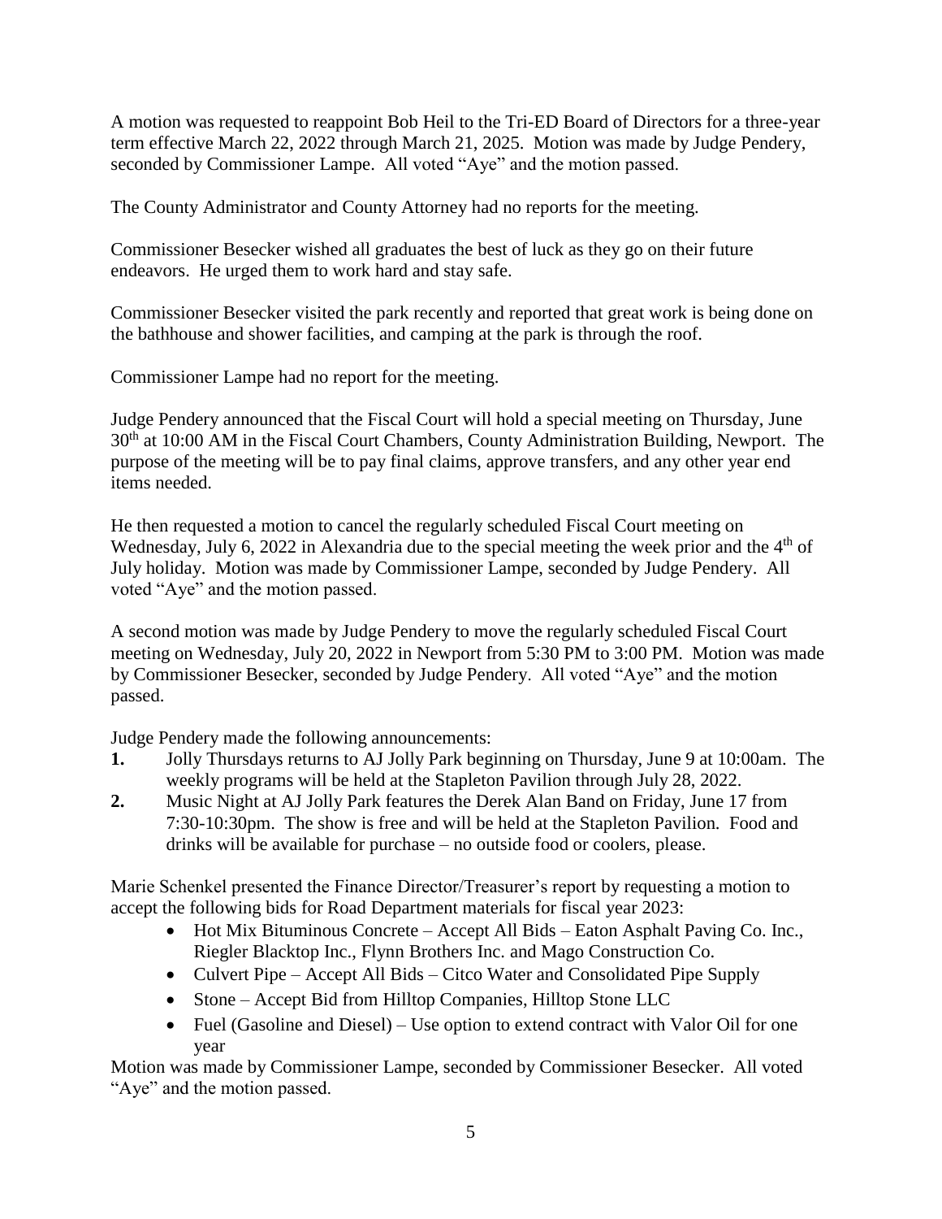A motion was requested to reappoint Bob Heil to the Tri-ED Board of Directors for a three-year term effective March 22, 2022 through March 21, 2025. Motion was made by Judge Pendery, seconded by Commissioner Lampe. All voted "Aye" and the motion passed.

The County Administrator and County Attorney had no reports for the meeting.

Commissioner Besecker wished all graduates the best of luck as they go on their future endeavors. He urged them to work hard and stay safe.

Commissioner Besecker visited the park recently and reported that great work is being done on the bathhouse and shower facilities, and camping at the park is through the roof.

Commissioner Lampe had no report for the meeting.

Judge Pendery announced that the Fiscal Court will hold a special meeting on Thursday, June 30th at 10:00 AM in the Fiscal Court Chambers, County Administration Building, Newport. The purpose of the meeting will be to pay final claims, approve transfers, and any other year end items needed.

He then requested a motion to cancel the regularly scheduled Fiscal Court meeting on Wednesday, July 6, 2022 in Alexandria due to the special meeting the week prior and the 4th of July holiday. Motion was made by Commissioner Lampe, seconded by Judge Pendery. All voted "Aye" and the motion passed.

A second motion was made by Judge Pendery to move the regularly scheduled Fiscal Court meeting on Wednesday, July 20, 2022 in Newport from 5:30 PM to 3:00 PM. Motion was made by Commissioner Besecker, seconded by Judge Pendery. All voted "Aye" and the motion passed.

Judge Pendery made the following announcements:

1. Jolly Thursdays returns to AJ Jolly Park beginning on Thursday, June 9 at 10:00am. The weekly programs will be held at the Stapleton Pavilion through July 28, 2022.
2. Music Night at AJ Jolly Park features the Derek Alan Band on Friday, June 17 from 7:30-10:30pm. The show is free and will be held at the Stapleton Pavilion. Food and drinks will be available for purchase – no outside food or coolers, please.

Marie Schenkel presented the Finance Director/Treasurer's report by requesting a motion to accept the following bids for Road Department materials for fiscal year 2023:

- Hot Mix Bituminous Concrete – Accept All Bids – Eaton Asphalt Paving Co. Inc., Riegler Blacktop Inc., Flynn Brothers Inc. and Mago Construction Co.
- Culvert Pipe – Accept All Bids – Citco Water and Consolidated Pipe Supply
- Stone – Accept Bid from Hilltop Companies, Hilltop Stone LLC
- Fuel (Gasoline and Diesel) – Use option to extend contract with Valor Oil for one year

Motion was made by Commissioner Lampe, seconded by Commissioner Besecker. All voted "Aye" and the motion passed.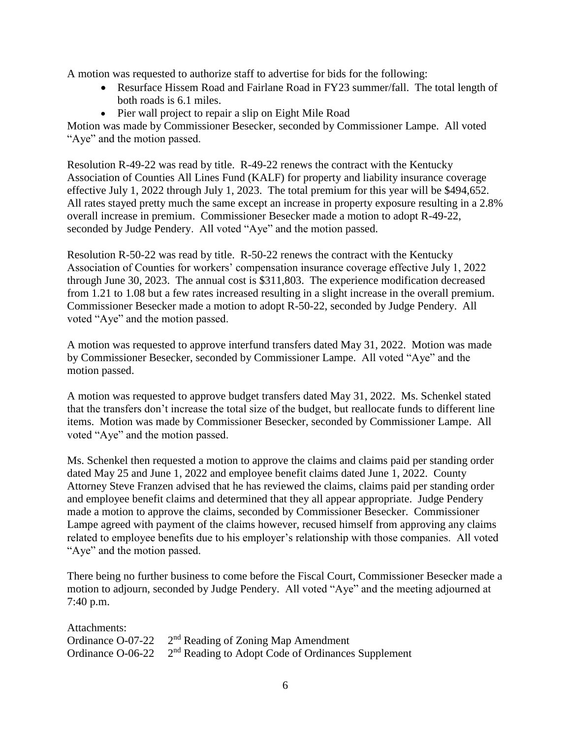A motion was requested to authorize staff to advertise for bids for the following:

- Resurface Hissem Road and Fairlane Road in FY23 summer/fall. The total length of both roads is 6.1 miles.
- Pier wall project to repair a slip on Eight Mile Road

Motion was made by Commissioner Besecker, seconded by Commissioner Lampe. All voted "Aye" and the motion passed.

Resolution R-49-22 was read by title. R-49-22 renews the contract with the Kentucky Association of Counties All Lines Fund (KALF) for property and liability insurance coverage effective July 1, 2022 through July 1, 2023. The total premium for this year will be $494,652. All rates stayed pretty much the same except an increase in property exposure resulting in a 2.8% overall increase in premium. Commissioner Besecker made a motion to adopt R-49-22, seconded by Judge Pendery. All voted "Aye" and the motion passed.

Resolution R-50-22 was read by title. R-50-22 renews the contract with the Kentucky Association of Counties for workers' compensation insurance coverage effective July 1, 2022 through June 30, 2023. The annual cost is $311,803. The experience modification decreased from 1.21 to 1.08 but a few rates increased resulting in a slight increase in the overall premium. Commissioner Besecker made a motion to adopt R-50-22, seconded by Judge Pendery. All voted "Aye" and the motion passed.

A motion was requested to approve interfund transfers dated May 31, 2022. Motion was made by Commissioner Besecker, seconded by Commissioner Lampe. All voted "Aye" and the motion passed.

A motion was requested to approve budget transfers dated May 31, 2022. Ms. Schenkel stated that the transfers don't increase the total size of the budget, but reallocate funds to different line items. Motion was made by Commissioner Besecker, seconded by Commissioner Lampe. All voted "Aye" and the motion passed.

Ms. Schenkel then requested a motion to approve the claims and claims paid per standing order dated May 25 and June 1, 2022 and employee benefit claims dated June 1, 2022. County Attorney Steve Franzen advised that he has reviewed the claims, claims paid per standing order and employee benefit claims and determined that they all appear appropriate. Judge Pendery made a motion to approve the claims, seconded by Commissioner Besecker. Commissioner Lampe agreed with payment of the claims however, recused himself from approving any claims related to employee benefits due to his employer's relationship with those companies. All voted "Aye" and the motion passed.

There being no further business to come before the Fiscal Court, Commissioner Besecker made a motion to adjourn, seconded by Judge Pendery. All voted "Aye" and the meeting adjourned at 7:40 p.m.

Attachments:
Ordinance O-07-22 2nd Reading of Zoning Map Amendment
Ordinance O-06-22 2nd Reading to Adopt Code of Ordinances Supplement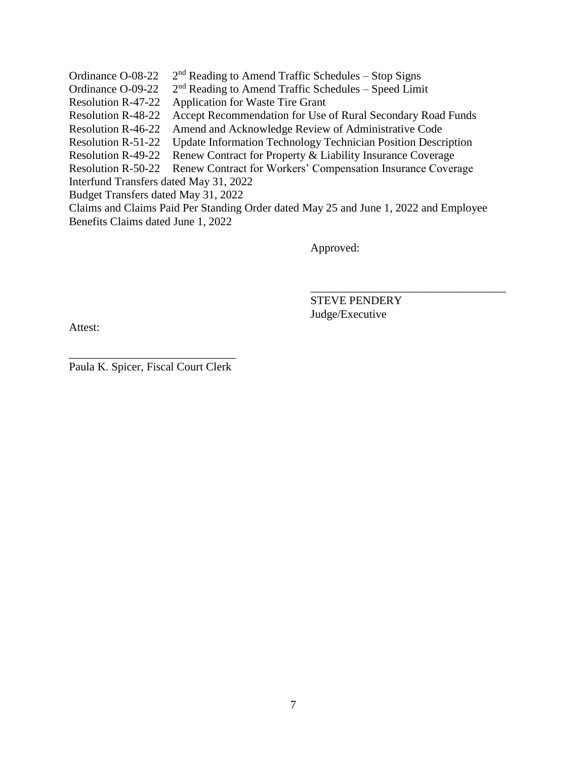Ordinance O-08-22 2nd Reading to Amend Traffic Schedules – Stop Signs
Ordinance O-09-22 2nd Reading to Amend Traffic Schedules – Speed Limit
Resolution R-47-22 Application for Waste Tire Grant
Resolution R-48-22 Accept Recommendation for Use of Rural Secondary Road Funds
Resolution R-46-22 Amend and Acknowledge Review of Administrative Code
Resolution R-51-22 Update Information Technology Technician Position Description
Resolution R-49-22 Renew Contract for Property & Liability Insurance Coverage
Resolution R-50-22 Renew Contract for Workers' Compensation Insurance Coverage
Interfund Transfers dated May 31, 2022
Budget Transfers dated May 31, 2022
Claims and Claims Paid Per Standing Order dated May 25 and June 1, 2022 and Employee Benefits Claims dated June 1, 2022

Approved:

___________________________________
STEVE PENDERY
Judge/Executive

Attest:

_____________________________
Paula K. Spicer, Fiscal Court Clerk